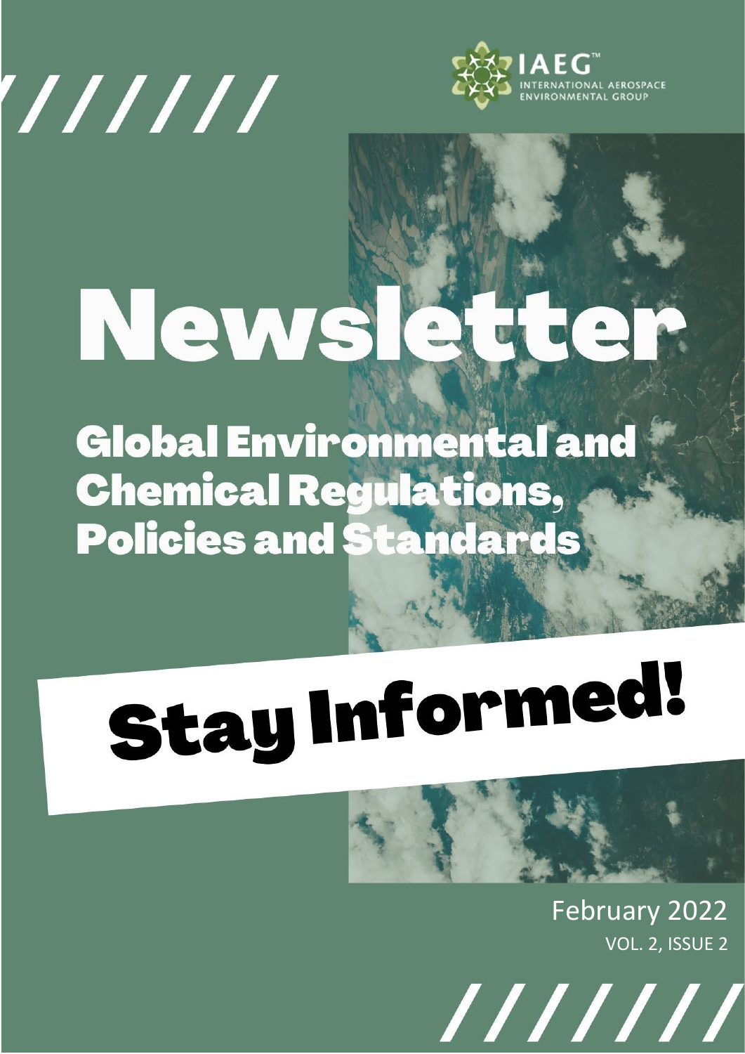IAEG™ INTERNATIONAL AEROSPACE ENVIRONMENTAL GROUP

# Newsletter

## Global Environmental and Chemical Regulations, Policies and Standards

# Stay Informed!

February 2022

VOL. 2, ISSUE 2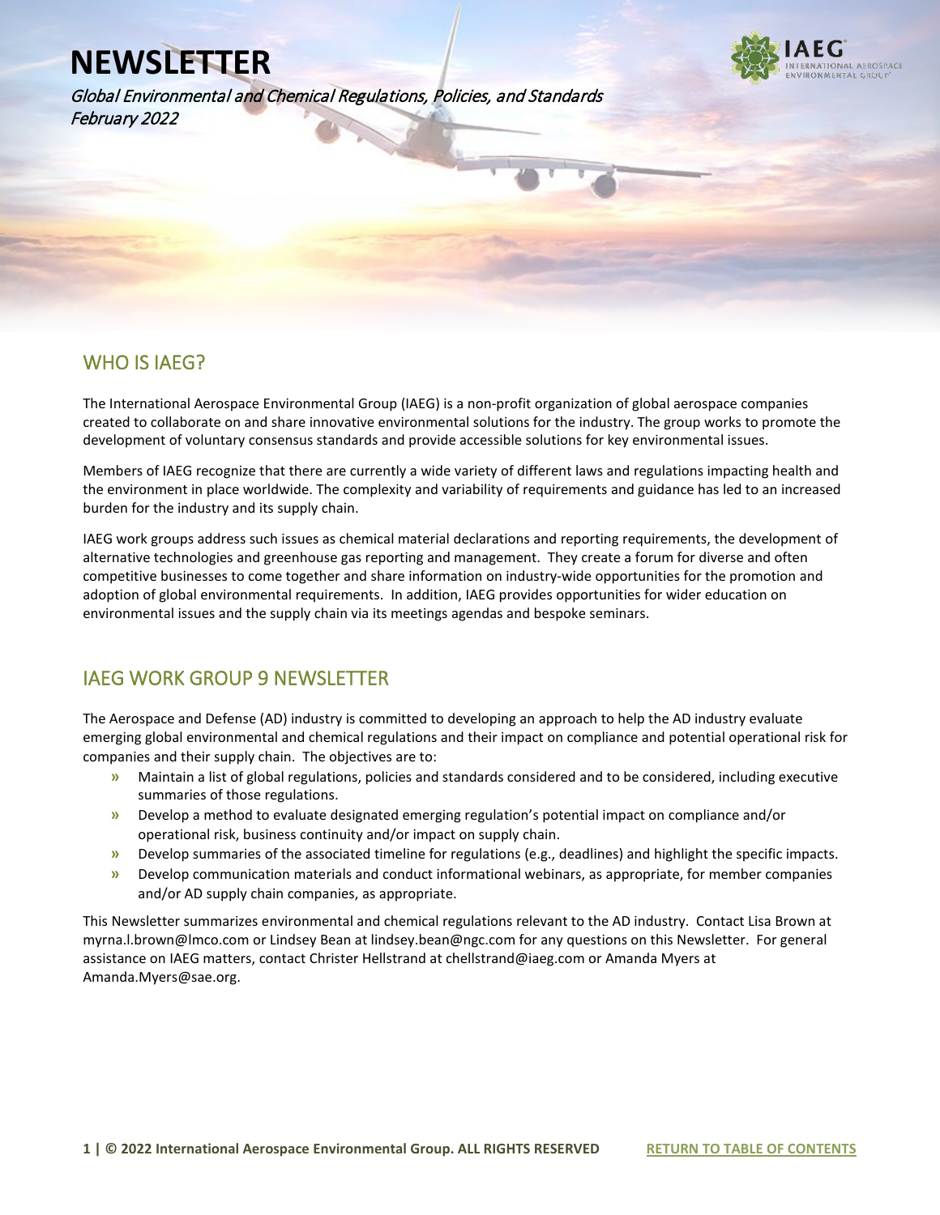# NEWSLETTER

*Global Environmental and Chemical Regulations, Policies, and Standards*
*February 2022*

## WHO IS IAEG?

The International Aerospace Environmental Group (IAEG) is a non-profit organization of global aerospace companies created to collaborate on and share innovative environmental solutions for the industry. The group works to promote the development of voluntary consensus standards and provide accessible solutions for key environmental issues.

Members of IAEG recognize that there are currently a wide variety of different laws and regulations impacting health and the environment in place worldwide. The complexity and variability of requirements and guidance has led to an increased burden for the industry and its supply chain.

IAEG work groups address such issues as chemical material declarations and reporting requirements, the development of alternative technologies and greenhouse gas reporting and management. They create a forum for diverse and often competitive businesses to come together and share information on industry-wide opportunities for the promotion and adoption of global environmental requirements. In addition, IAEG provides opportunities for wider education on environmental issues and the supply chain via its meetings agendas and bespoke seminars.

## IAEG WORK GROUP 9 NEWSLETTER

The Aerospace and Defense (AD) industry is committed to developing an approach to help the AD industry evaluate emerging global environmental and chemical regulations and their impact on compliance and potential operational risk for companies and their supply chain. The objectives are to:

- Maintain a list of global regulations, policies and standards considered and to be considered, including executive summaries of those regulations.
- Develop a method to evaluate designated emerging regulation's potential impact on compliance and/or operational risk, business continuity and/or impact on supply chain.
- Develop summaries of the associated timeline for regulations (e.g., deadlines) and highlight the specific impacts.
- Develop communication materials and conduct informational webinars, as appropriate, for member companies and/or AD supply chain companies, as appropriate.

This Newsletter summarizes environmental and chemical regulations relevant to the AD industry. Contact Lisa Brown at myrna.l.brown@lmco.com or Lindsey Bean at lindsey.bean@ngc.com for any questions on this Newsletter. For general assistance on IAEG matters, contact Christer Hellstrand at chellstrand@iaeg.com or Amanda Myers at Amanda.Myers@sae.org.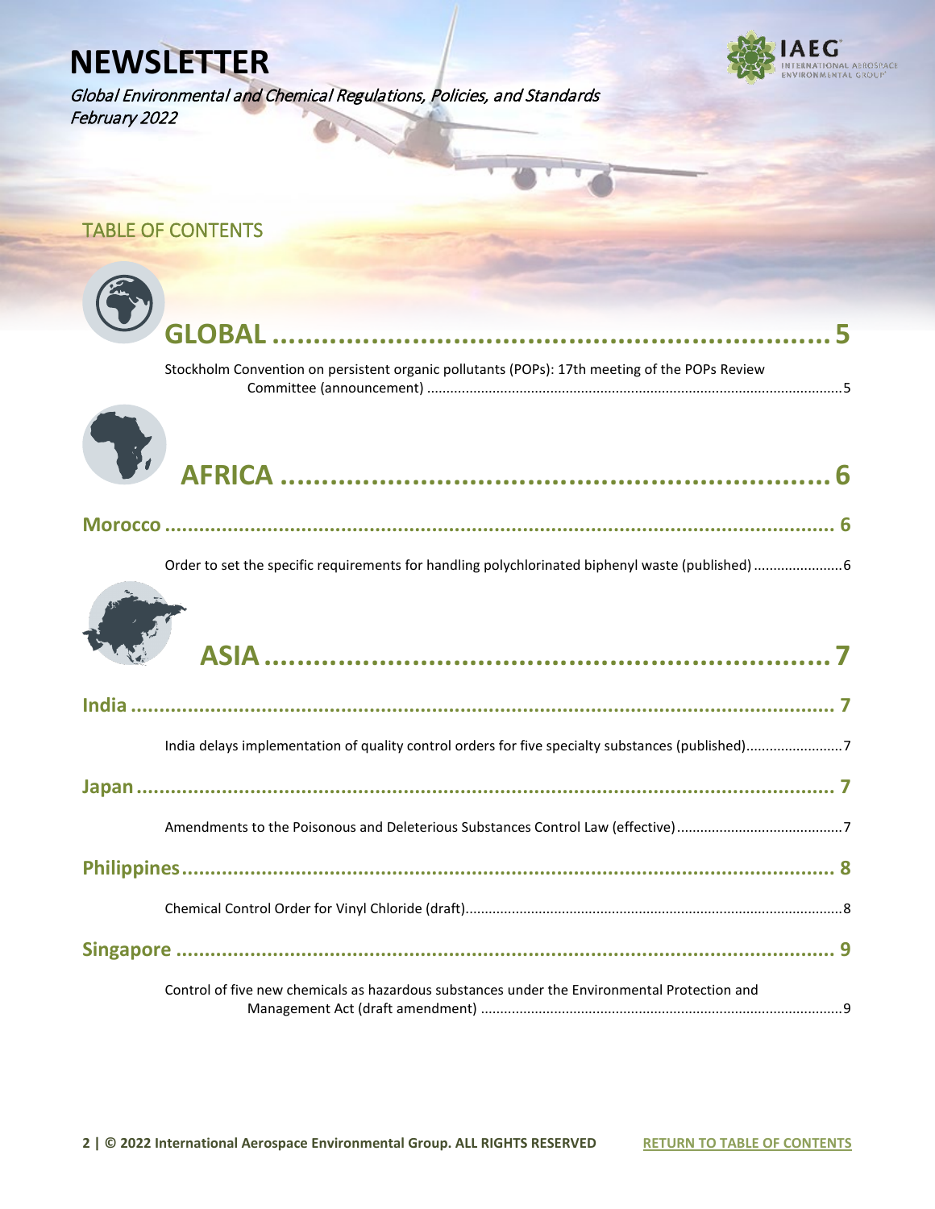# NEWSLETTER

*Global Environmental and Chemical Regulations, Policies, and Standards*
*February 2022*

## TABLE OF CONTENTS

## GLOBAL ........................................................................ 5

Stockholm Convention on persistent organic pollutants (POPs): 17th meeting of the POPs Review Committee (announcement) ........................................................................ 5

## AFRICA ........................................................................ 6

### Morocco ........................................................................ 6

Order to set the specific requirements for handling polychlorinated biphenyl waste (published) ........................ 6

## ASIA ........................................................................ 7

### India ........................................................................ 7

India delays implementation of quality control orders for five specialty substances (published) ........................ 7

### Japan ........................................................................ 7

Amendments to the Poisonous and Deleterious Substances Control Law (effective) ........................................ 7

### Philippines ........................................................................ 8

Chemical Control Order for Vinyl Chloride (draft) ........................................................................ 8

### Singapore ........................................................................ 9

Control of five new chemicals as hazardous substances under the Environmental Protection and Management Act (draft amendment) ........................................................................ 9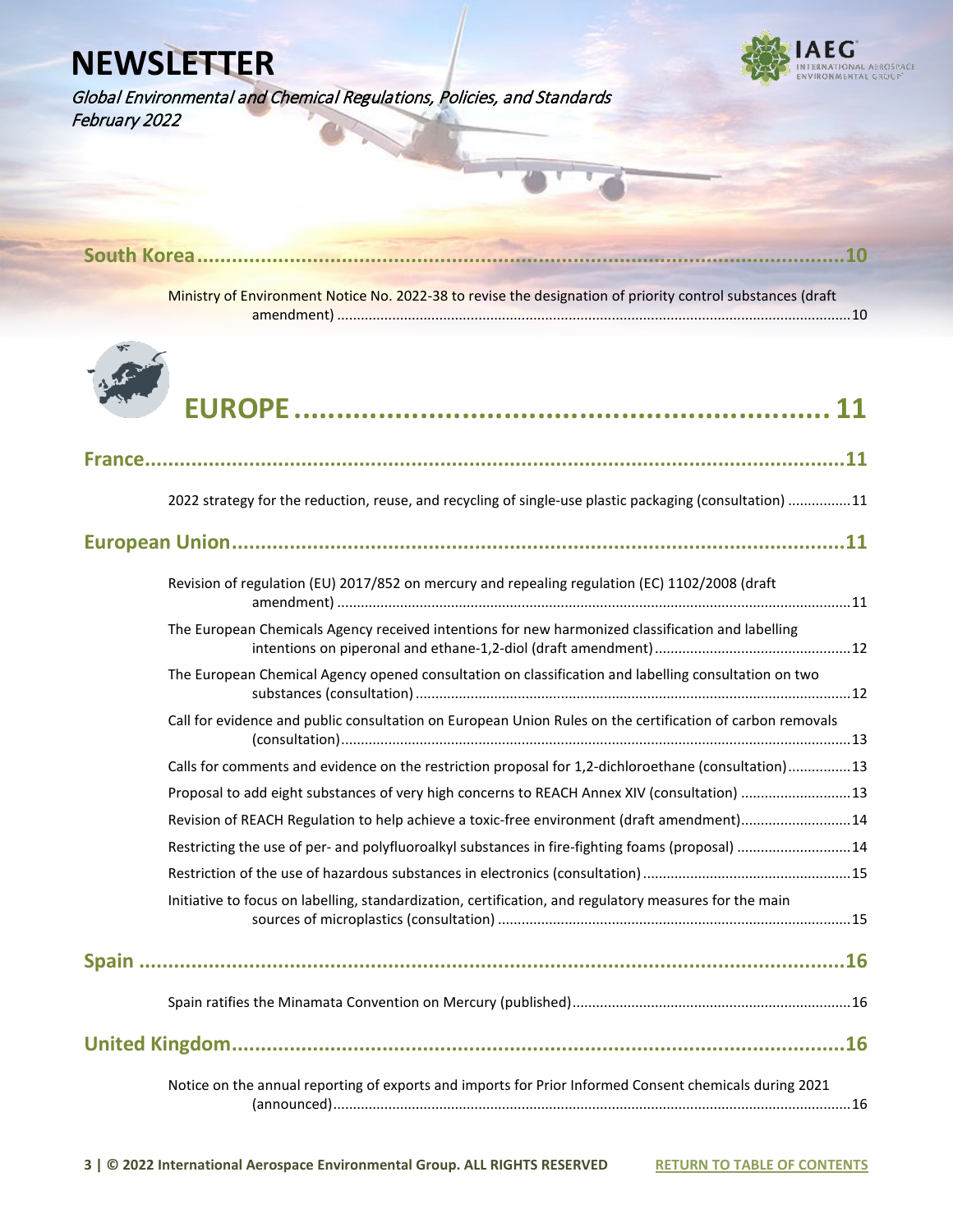# NEWSLETTER

*Global Environmental and Chemical Regulations, Policies, and Standards*
*February 2022*

**South Korea....................................................................................................................10**

Ministry of Environment Notice No. 2022-38 to revise the designation of priority control substances (draft amendment) ....................................................................................................................10

# EUROPE ....................................................................... 11

**France....................................................................................................................11**

2022 strategy for the reduction, reuse, and recycling of single-use plastic packaging (consultation) ................11

**European Union....................................................................................................................11**

Revision of regulation (EU) 2017/852 on mercury and repealing regulation (EC) 1102/2008 (draft amendment) ....................................................................................................................11

The European Chemicals Agency received intentions for new harmonized classification and labelling intentions on piperonal and ethane-1,2-diol (draft amendment)....................................................12

The European Chemical Agency opened consultation on classification and labelling consultation on two substances (consultation)....................................................................................................12

Call for evidence and public consultation on European Union Rules on the certification of carbon removals (consultation)....................................................................................................................13

Calls for comments and evidence on the restriction proposal for 1,2-dichloroethane (consultation)................13

Proposal to add eight substances of very high concerns to REACH Annex XIV (consultation) ............................13

Revision of REACH Regulation to help achieve a toxic-free environment (draft amendment)............................14

Restricting the use of per- and polyfluoroalkyl substances in fire-fighting foams (proposal) ............................14

Restriction of the use of hazardous substances in electronics (consultation)....................................................15

Initiative to focus on labelling, standardization, certification, and regulatory measures for the main sources of microplastics (consultation) ....................................................................................15

**Spain ....................................................................................................................16**

Spain ratifies the Minamata Convention on Mercury (published)......................................................................16

**United Kingdom....................................................................................................................16**

Notice on the annual reporting of exports and imports for Prior Informed Consent chemicals during 2021 (announced)....................................................................................................................16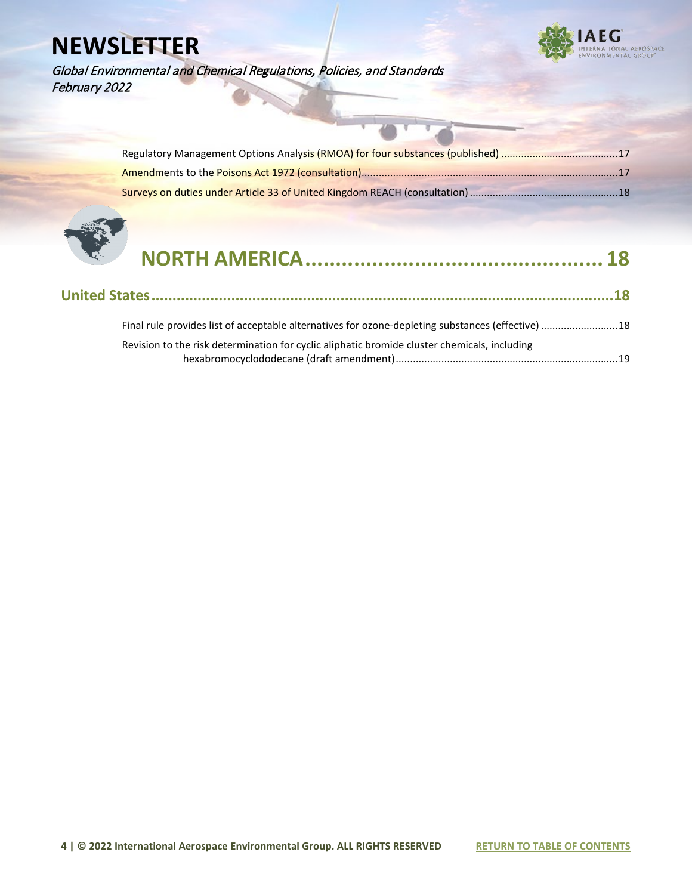Regulatory Management Options Analysis (RMOA) for four substances (published) ........................................17

Amendments to the Poisons Act 1972 (consultation).........................................................................................17

Surveys on duties under Article 33 of United Kingdom REACH (consultation) ...................................................18

# NORTH AMERICA................................................ 18

## United States...............................................................................................................18

Final rule provides list of acceptable alternatives for ozone-depleting substances (effective) ..........................18

Revision to the risk determination for cyclic aliphatic bromide cluster chemicals, including hexabromocyclododecane (draft amendment)..............................................................................19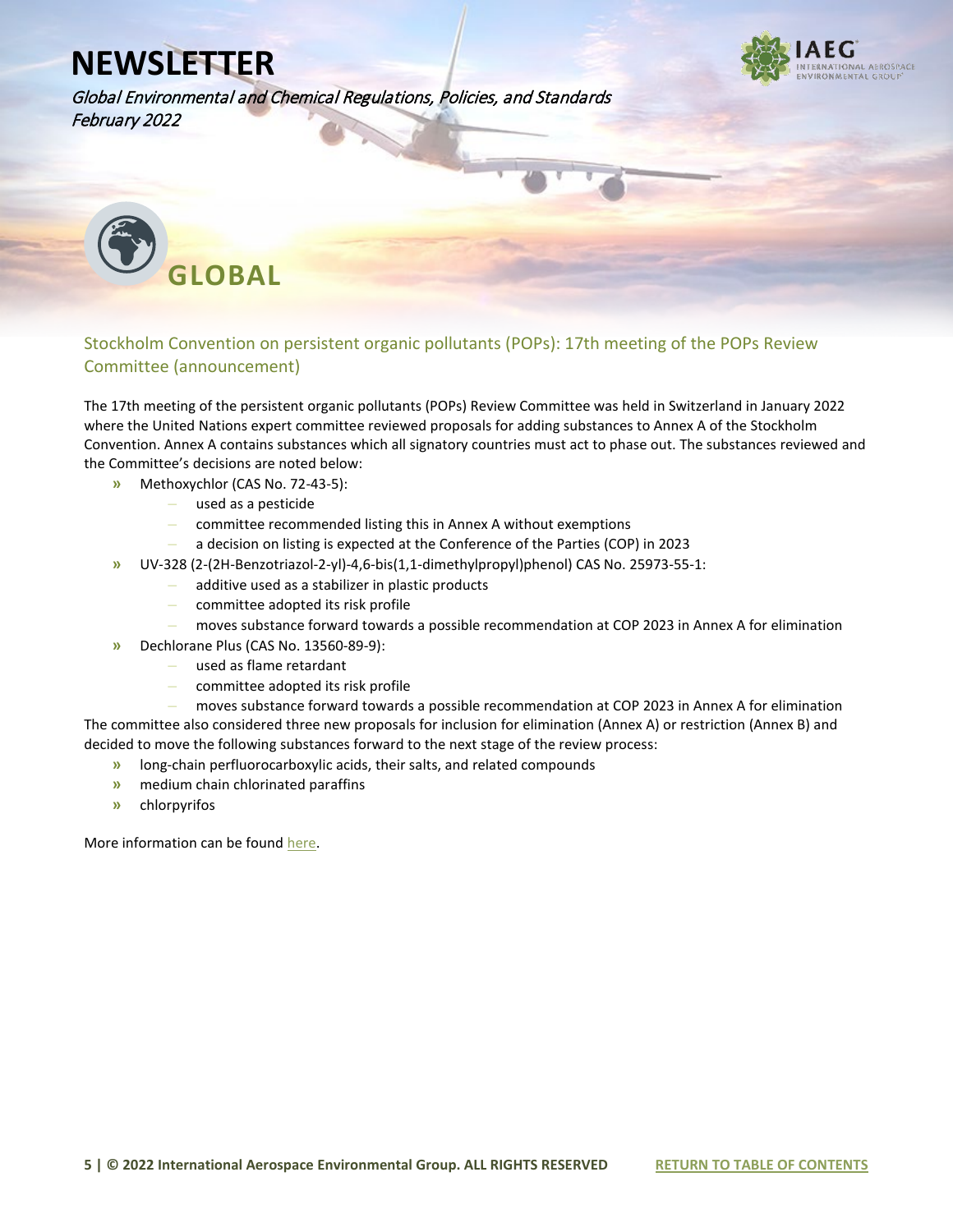# GLOBAL

## Stockholm Convention on persistent organic pollutants (POPs): 17th meeting of the POPs Review Committee (announcement)

The 17th meeting of the persistent organic pollutants (POPs) Review Committee was held in Switzerland in January 2022 where the United Nations expert committee reviewed proposals for adding substances to Annex A of the Stockholm Convention. Annex A contains substances which all signatory countries must act to phase out. The substances reviewed and the Committee's decisions are noted below:

- Methoxychlor (CAS No. 72-43-5):
  - used as a pesticide
  - committee recommended listing this in Annex A without exemptions
  - a decision on listing is expected at the Conference of the Parties (COP) in 2023
- UV-328 (2-(2H-Benzotriazol-2-yl)-4,6-bis(1,1-dimethylpropyl)phenol) CAS No. 25973-55-1:
  - additive used as a stabilizer in plastic products
  - committee adopted its risk profile
  - moves substance forward towards a possible recommendation at COP 2023 in Annex A for elimination
- Dechlorane Plus (CAS No. 13560-89-9):
  - used as flame retardant
  - committee adopted its risk profile
  - moves substance forward towards a possible recommendation at COP 2023 in Annex A for elimination

The committee also considered three new proposals for inclusion for elimination (Annex A) or restriction (Annex B) and decided to move the following substances forward to the next stage of the review process:

- long-chain perfluorocarboxylic acids, their salts, and related compounds
- medium chain chlorinated paraffins
- chlorpyrifos

More information can be found here.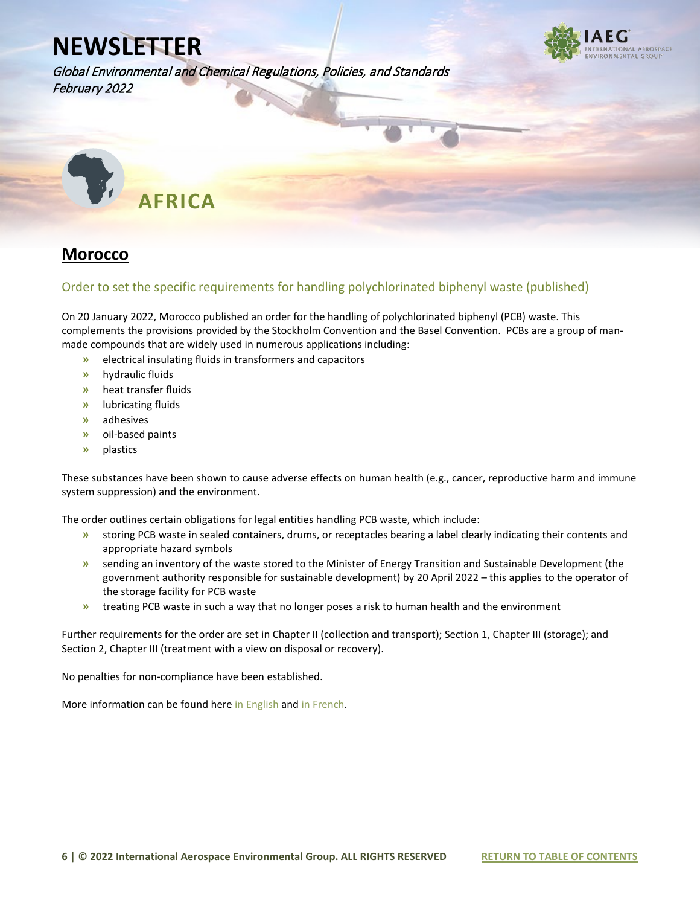# AFRICA

## Morocco

### Order to set the specific requirements for handling polychlorinated biphenyl waste (published)

On 20 January 2022, Morocco published an order for the handling of polychlorinated biphenyl (PCB) waste. This complements the provisions provided by the Stockholm Convention and the Basel Convention. PCBs are a group of man-made compounds that are widely used in numerous applications including:

- electrical insulating fluids in transformers and capacitors
- hydraulic fluids
- heat transfer fluids
- lubricating fluids
- adhesives
- oil-based paints
- plastics

These substances have been shown to cause adverse effects on human health (e.g., cancer, reproductive harm and immune system suppression) and the environment.

The order outlines certain obligations for legal entities handling PCB waste, which include:

- storing PCB waste in sealed containers, drums, or receptacles bearing a label clearly indicating their contents and appropriate hazard symbols
- sending an inventory of the waste stored to the Minister of Energy Transition and Sustainable Development (the government authority responsible for sustainable development) by 20 April 2022 – this applies to the operator of the storage facility for PCB waste
- treating PCB waste in such a way that no longer poses a risk to human health and the environment

Further requirements for the order are set in Chapter II (collection and transport); Section 1, Chapter III (storage); and Section 2, Chapter III (treatment with a view on disposal or recovery).

No penalties for non-compliance have been established.

More information can be found here in English and in French.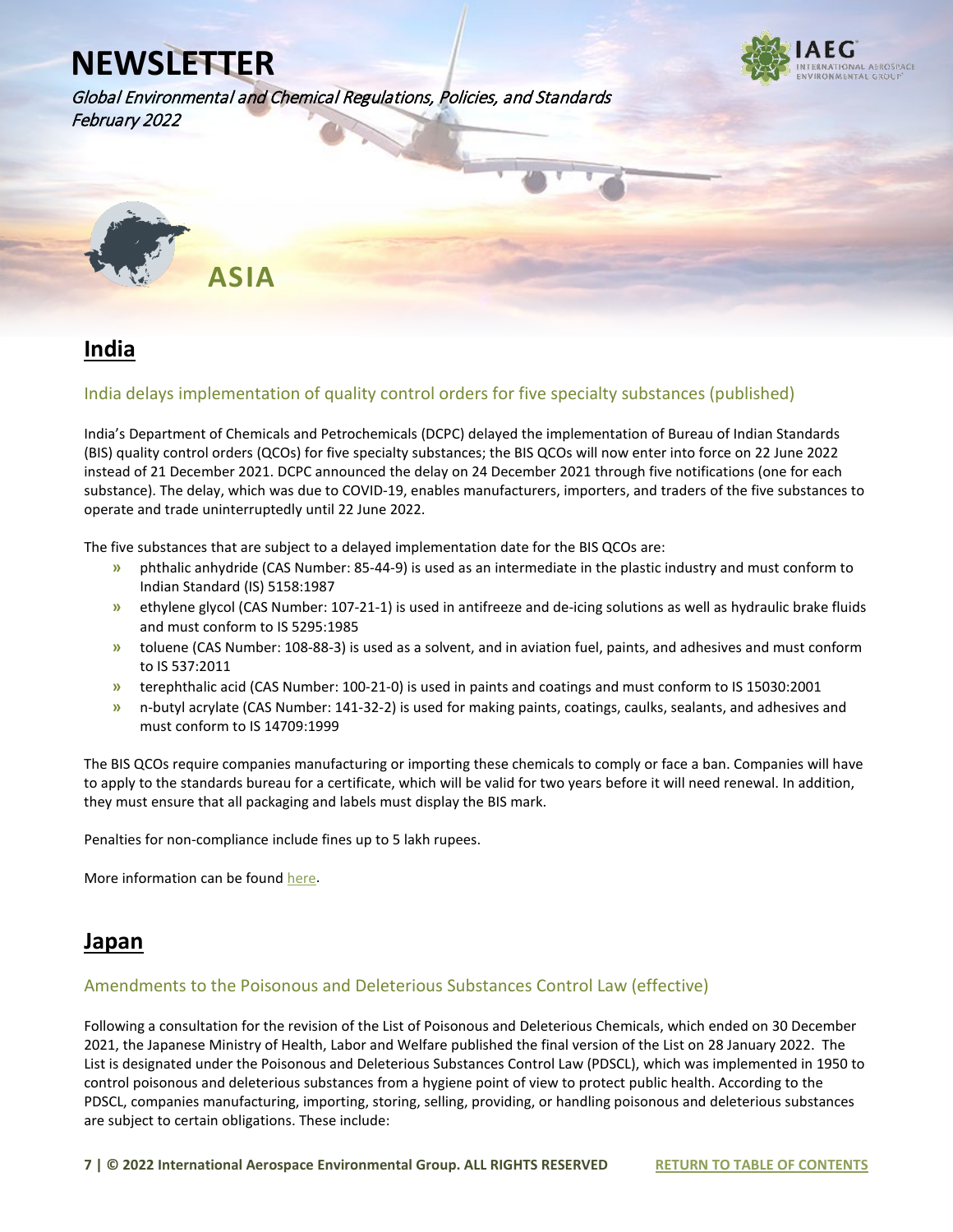# NEWSLETTER

*Global Environmental and Chemical Regulations, Policies, and Standards*
*February 2022*

# ASIA

## India

### India delays implementation of quality control orders for five specialty substances (published)

India's Department of Chemicals and Petrochemicals (DCPC) delayed the implementation of Bureau of Indian Standards (BIS) quality control orders (QCOs) for five specialty substances; the BIS QCOs will now enter into force on 22 June 2022 instead of 21 December 2021. DCPC announced the delay on 24 December 2021 through five notifications (one for each substance). The delay, which was due to COVID-19, enables manufacturers, importers, and traders of the five substances to operate and trade uninterruptedly until 22 June 2022.

The five substances that are subject to a delayed implementation date for the BIS QCOs are:

- phthalic anhydride (CAS Number: 85-44-9) is used as an intermediate in the plastic industry and must conform to Indian Standard (IS) 5158:1987
- ethylene glycol (CAS Number: 107-21-1) is used in antifreeze and de-icing solutions as well as hydraulic brake fluids and must conform to IS 5295:1985
- toluene (CAS Number: 108-88-3) is used as a solvent, and in aviation fuel, paints, and adhesives and must conform to IS 537:2011
- terephthalic acid (CAS Number: 100-21-0) is used in paints and coatings and must conform to IS 15030:2001
- n-butyl acrylate (CAS Number: 141-32-2) is used for making paints, coatings, caulks, sealants, and adhesives and must conform to IS 14709:1999

The BIS QCOs require companies manufacturing or importing these chemicals to comply or face a ban. Companies will have to apply to the standards bureau for a certificate, which will be valid for two years before it will need renewal. In addition, they must ensure that all packaging and labels must display the BIS mark.

Penalties for non-compliance include fines up to 5 lakh rupees.

More information can be found here.

## Japan

### Amendments to the Poisonous and Deleterious Substances Control Law (effective)

Following a consultation for the revision of the List of Poisonous and Deleterious Chemicals, which ended on 30 December 2021, the Japanese Ministry of Health, Labor and Welfare published the final version of the List on 28 January 2022. The List is designated under the Poisonous and Deleterious Substances Control Law (PDSCL), which was implemented in 1950 to control poisonous and deleterious substances from a hygiene point of view to protect public health. According to the PDSCL, companies manufacturing, importing, storing, selling, providing, or handling poisonous and deleterious substances are subject to certain obligations. These include: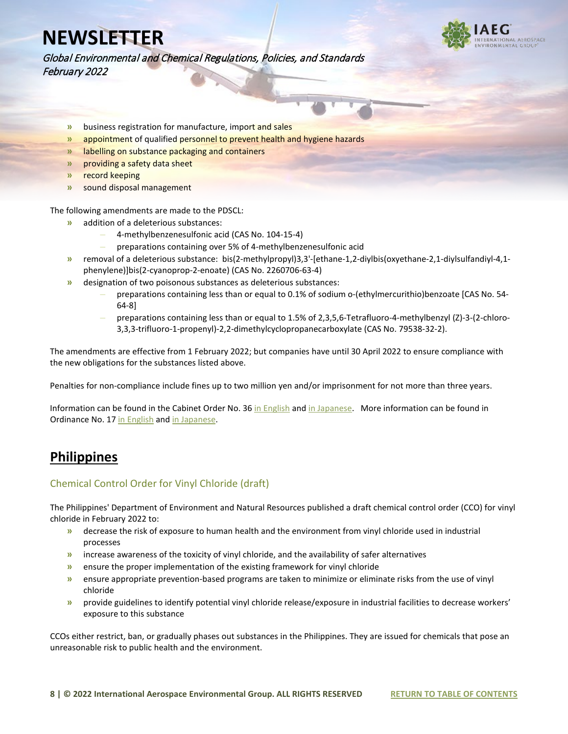- business registration for manufacture, import and sales
- appointment of qualified personnel to prevent health and hygiene hazards
- labelling on substance packaging and containers
- providing a safety data sheet
- record keeping
- sound disposal management

The following amendments are made to the PDSCL:

- addition of a deleterious substances:
  - 4-methylbenzenesulfonic acid (CAS No. 104-15-4)
  - preparations containing over 5% of 4-methylbenzenesulfonic acid
- removal of a deleterious substance: bis(2-methylpropyl)3,3'-[ethane-1,2-diylbis(oxyethane-2,1-diylsulfandiyl-4,1-phenylene)]bis(2-cyanoprop-2-enoate) (CAS No. 2260706-63-4)
- designation of two poisonous substances as deleterious substances:
  - preparations containing less than or equal to 0.1% of sodium o-(ethylmercurithio)benzoate [CAS No. 54-64-8]
  - preparations containing less than or equal to 1.5% of 2,3,5,6-Tetrafluoro-4-methylbenzyl (Z)-3-(2-chloro-3,3,3-trifluoro-1-propenyl)-2,2-dimethylcyclopropanecarboxylate (CAS No. 79538-32-2).

The amendments are effective from 1 February 2022; but companies have until 30 April 2022 to ensure compliance with the new obligations for the substances listed above.

Penalties for non-compliance include fines up to two million yen and/or imprisonment for not more than three years.

Information can be found in the Cabinet Order No. 36 in English and in Japanese. More information can be found in Ordinance No. 17 in English and in Japanese.

## Philippines

### Chemical Control Order for Vinyl Chloride (draft)

The Philippines' Department of Environment and Natural Resources published a draft chemical control order (CCO) for vinyl chloride in February 2022 to:

- decrease the risk of exposure to human health and the environment from vinyl chloride used in industrial processes
- increase awareness of the toxicity of vinyl chloride, and the availability of safer alternatives
- ensure the proper implementation of the existing framework for vinyl chloride
- ensure appropriate prevention-based programs are taken to minimize or eliminate risks from the use of vinyl chloride
- provide guidelines to identify potential vinyl chloride release/exposure in industrial facilities to decrease workers' exposure to this substance

CCOs either restrict, ban, or gradually phases out substances in the Philippines. They are issued for chemicals that pose an unreasonable risk to public health and the environment.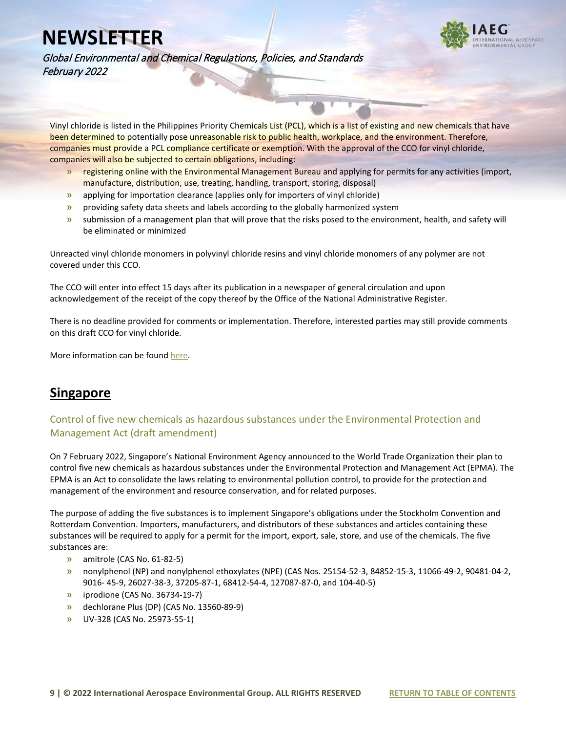Vinyl chloride is listed in the Philippines Priority Chemicals List (PCL), which is a list of existing and new chemicals that have been determined to potentially pose unreasonable risk to public health, workplace, and the environment. Therefore, companies must provide a PCL compliance certificate or exemption. With the approval of the CCO for vinyl chloride, companies will also be subjected to certain obligations, including:

- registering online with the Environmental Management Bureau and applying for permits for any activities (import, manufacture, distribution, use, treating, handling, transport, storing, disposal)
- applying for importation clearance (applies only for importers of vinyl chloride)
- providing safety data sheets and labels according to the globally harmonized system
- submission of a management plan that will prove that the risks posed to the environment, health, and safety will be eliminated or minimized

Unreacted vinyl chloride monomers in polyvinyl chloride resins and vinyl chloride monomers of any polymer are not covered under this CCO.

The CCO will enter into effect 15 days after its publication in a newspaper of general circulation and upon acknowledgement of the receipt of the copy thereof by the Office of the National Administrative Register.

There is no deadline provided for comments or implementation. Therefore, interested parties may still provide comments on this draft CCO for vinyl chloride.

More information can be found here.

## Singapore

### Control of five new chemicals as hazardous substances under the Environmental Protection and Management Act (draft amendment)

On 7 February 2022, Singapore's National Environment Agency announced to the World Trade Organization their plan to control five new chemicals as hazardous substances under the Environmental Protection and Management Act (EPMA). The EPMA is an Act to consolidate the laws relating to environmental pollution control, to provide for the protection and management of the environment and resource conservation, and for related purposes.

The purpose of adding the five substances is to implement Singapore's obligations under the Stockholm Convention and Rotterdam Convention. Importers, manufacturers, and distributors of these substances and articles containing these substances will be required to apply for a permit for the import, export, sale, store, and use of the chemicals. The five substances are:

- amitrole (CAS No. 61-82-5)
- nonylphenol (NP) and nonylphenol ethoxylates (NPE) (CAS Nos. 25154-52-3, 84852-15-3, 11066-49-2, 90481-04-2, 9016- 45-9, 26027-38-3, 37205-87-1, 68412-54-4, 127087-87-0, and 104-40-5)
- iprodione (CAS No. 36734-19-7)
- dechlorane Plus (DP) (CAS No. 13560-89-9)
- UV-328 (CAS No. 25973-55-1)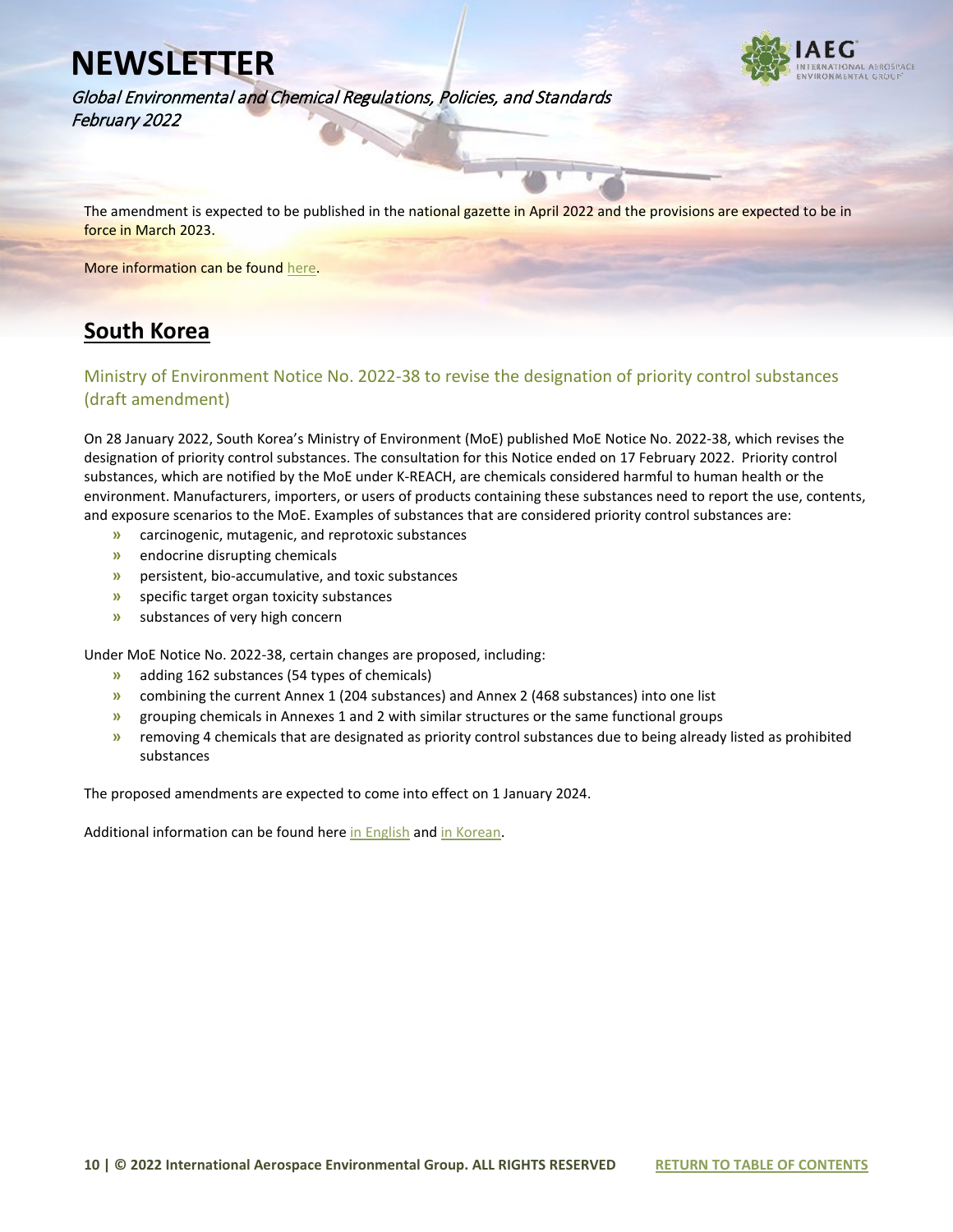The amendment is expected to be published in the national gazette in April 2022 and the provisions are expected to be in force in March 2023.

More information can be found here.

## South Korea

### Ministry of Environment Notice No. 2022-38 to revise the designation of priority control substances (draft amendment)

On 28 January 2022, South Korea's Ministry of Environment (MoE) published MoE Notice No. 2022-38, which revises the designation of priority control substances. The consultation for this Notice ended on 17 February 2022. Priority control substances, which are notified by the MoE under K-REACH, are chemicals considered harmful to human health or the environment. Manufacturers, importers, or users of products containing these substances need to report the use, contents, and exposure scenarios to the MoE. Examples of substances that are considered priority control substances are:

- carcinogenic, mutagenic, and reprotoxic substances
- endocrine disrupting chemicals
- persistent, bio-accumulative, and toxic substances
- specific target organ toxicity substances
- substances of very high concern

Under MoE Notice No. 2022-38, certain changes are proposed, including:

- adding 162 substances (54 types of chemicals)
- combining the current Annex 1 (204 substances) and Annex 2 (468 substances) into one list
- grouping chemicals in Annexes 1 and 2 with similar structures or the same functional groups
- removing 4 chemicals that are designated as priority control substances due to being already listed as prohibited substances

The proposed amendments are expected to come into effect on 1 January 2024.

Additional information can be found here in English and in Korean.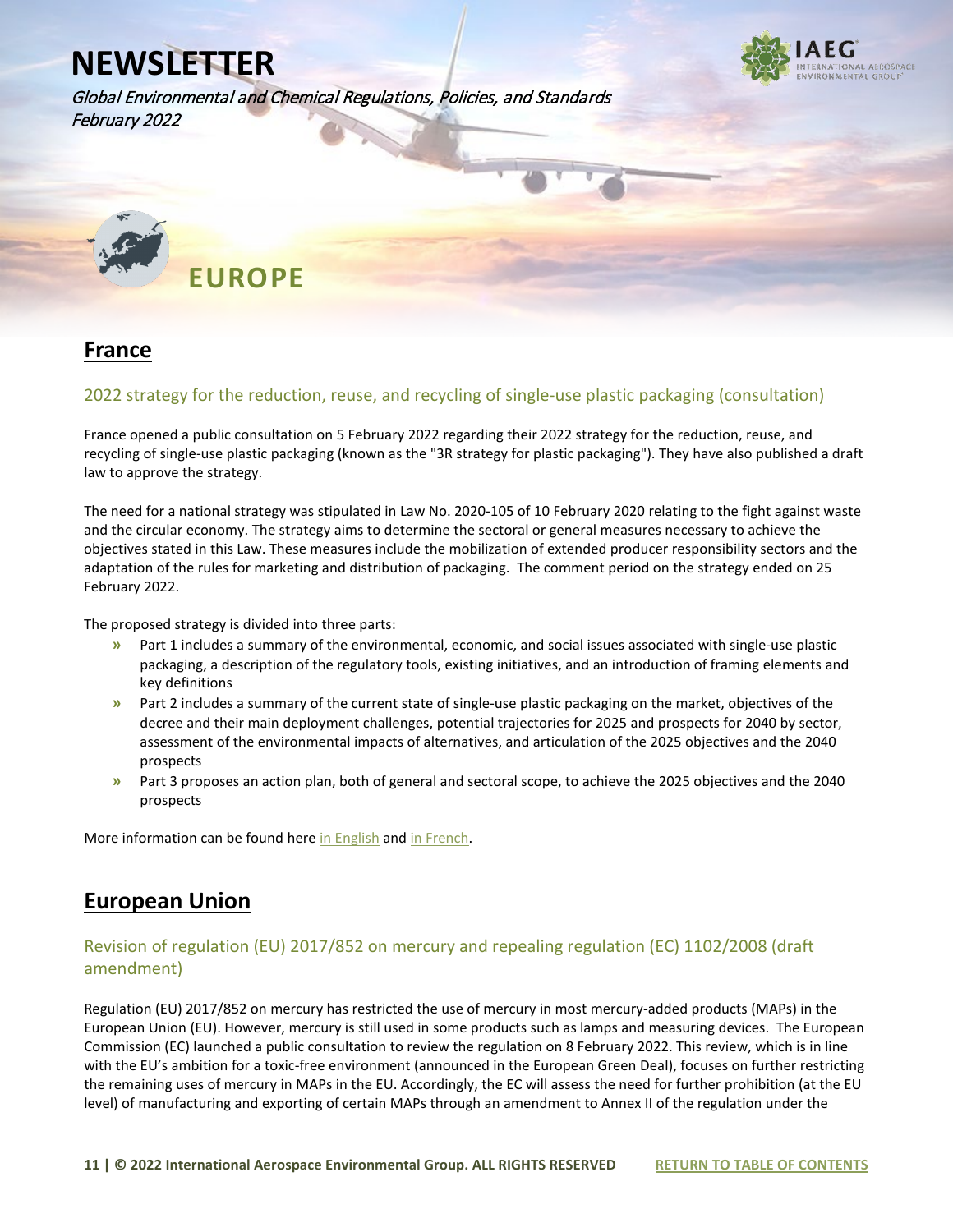# EUROPE

## France

### 2022 strategy for the reduction, reuse, and recycling of single-use plastic packaging (consultation)

France opened a public consultation on 5 February 2022 regarding their 2022 strategy for the reduction, reuse, and recycling of single-use plastic packaging (known as the "3R strategy for plastic packaging"). They have also published a draft law to approve the strategy.

The need for a national strategy was stipulated in Law No. 2020-105 of 10 February 2020 relating to the fight against waste and the circular economy. The strategy aims to determine the sectoral or general measures necessary to achieve the objectives stated in this Law. These measures include the mobilization of extended producer responsibility sectors and the adaptation of the rules for marketing and distribution of packaging. The comment period on the strategy ended on 25 February 2022.

The proposed strategy is divided into three parts:

- Part 1 includes a summary of the environmental, economic, and social issues associated with single-use plastic packaging, a description of the regulatory tools, existing initiatives, and an introduction of framing elements and key definitions
- Part 2 includes a summary of the current state of single-use plastic packaging on the market, objectives of the decree and their main deployment challenges, potential trajectories for 2025 and prospects for 2040 by sector, assessment of the environmental impacts of alternatives, and articulation of the 2025 objectives and the 2040 prospects
- Part 3 proposes an action plan, both of general and sectoral scope, to achieve the 2025 objectives and the 2040 prospects

More information can be found here in English and in French.

## European Union

### Revision of regulation (EU) 2017/852 on mercury and repealing regulation (EC) 1102/2008 (draft amendment)

Regulation (EU) 2017/852 on mercury has restricted the use of mercury in most mercury-added products (MAPs) in the European Union (EU). However, mercury is still used in some products such as lamps and measuring devices. The European Commission (EC) launched a public consultation to review the regulation on 8 February 2022. This review, which is in line with the EU's ambition for a toxic-free environment (announced in the European Green Deal), focuses on further restricting the remaining uses of mercury in MAPs in the EU. Accordingly, the EC will assess the need for further prohibition (at the EU level) of manufacturing and exporting of certain MAPs through an amendment to Annex II of the regulation under the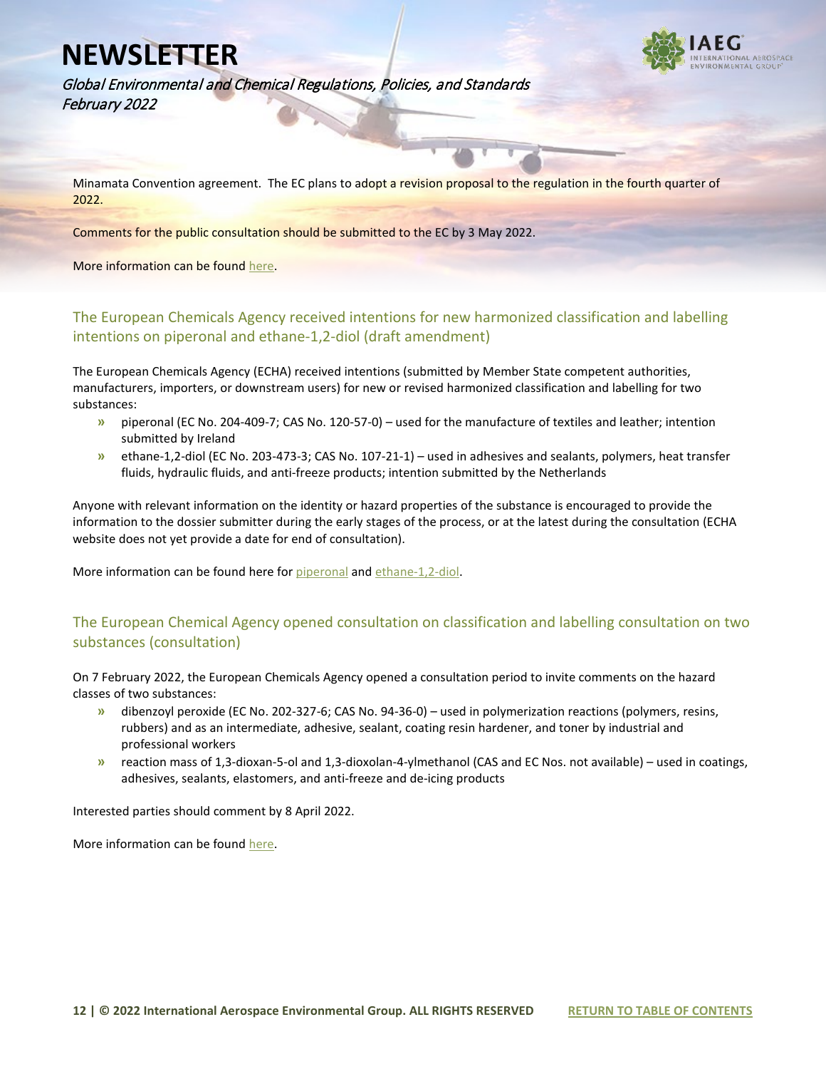Minamata Convention agreement. The EC plans to adopt a revision proposal to the regulation in the fourth quarter of 2022.

Comments for the public consultation should be submitted to the EC by 3 May 2022.

More information can be found here.

### The European Chemicals Agency received intentions for new harmonized classification and labelling intentions on piperonal and ethane-1,2-diol (draft amendment)

The European Chemicals Agency (ECHA) received intentions (submitted by Member State competent authorities, manufacturers, importers, or downstream users) for new or revised harmonized classification and labelling for two substances:

- piperonal (EC No. 204-409-7; CAS No. 120-57-0) – used for the manufacture of textiles and leather; intention submitted by Ireland
- ethane-1,2-diol (EC No. 203-473-3; CAS No. 107-21-1) – used in adhesives and sealants, polymers, heat transfer fluids, hydraulic fluids, and anti-freeze products; intention submitted by the Netherlands

Anyone with relevant information on the identity or hazard properties of the substance is encouraged to provide the information to the dossier submitter during the early stages of the process, or at the latest during the consultation (ECHA website does not yet provide a date for end of consultation).

More information can be found here for piperonal and ethane-1,2-diol.

### The European Chemical Agency opened consultation on classification and labelling consultation on two substances (consultation)

On 7 February 2022, the European Chemicals Agency opened a consultation period to invite comments on the hazard classes of two substances:

- dibenzoyl peroxide (EC No. 202-327-6; CAS No. 94-36-0) – used in polymerization reactions (polymers, resins, rubbers) and as an intermediate, adhesive, sealant, coating resin hardener, and toner by industrial and professional workers
- reaction mass of 1,3-dioxan-5-ol and 1,3-dioxolan-4-ylmethanol (CAS and EC Nos. not available) – used in coatings, adhesives, sealants, elastomers, and anti-freeze and de-icing products

Interested parties should comment by 8 April 2022.

More information can be found here.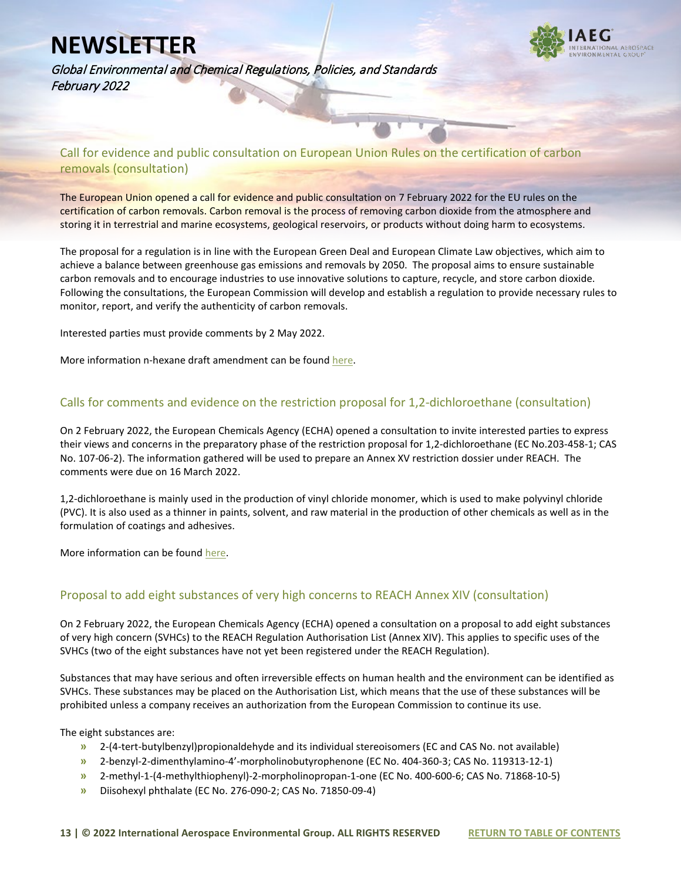## Call for evidence and public consultation on European Union Rules on the certification of carbon removals (consultation)

The European Union opened a call for evidence and public consultation on 7 February 2022 for the EU rules on the certification of carbon removals. Carbon removal is the process of removing carbon dioxide from the atmosphere and storing it in terrestrial and marine ecosystems, geological reservoirs, or products without doing harm to ecosystems.

The proposal for a regulation is in line with the European Green Deal and European Climate Law objectives, which aim to achieve a balance between greenhouse gas emissions and removals by 2050. The proposal aims to ensure sustainable carbon removals and to encourage industries to use innovative solutions to capture, recycle, and store carbon dioxide. Following the consultations, the European Commission will develop and establish a regulation to provide necessary rules to monitor, report, and verify the authenticity of carbon removals.

Interested parties must provide comments by 2 May 2022.

More information n-hexane draft amendment can be found here.

## Calls for comments and evidence on the restriction proposal for 1,2-dichloroethane (consultation)

On 2 February 2022, the European Chemicals Agency (ECHA) opened a consultation to invite interested parties to express their views and concerns in the preparatory phase of the restriction proposal for 1,2-dichloroethane (EC No.203-458-1; CAS No. 107-06-2). The information gathered will be used to prepare an Annex XV restriction dossier under REACH. The comments were due on 16 March 2022.

1,2-dichloroethane is mainly used in the production of vinyl chloride monomer, which is used to make polyvinyl chloride (PVC). It is also used as a thinner in paints, solvent, and raw material in the production of other chemicals as well as in the formulation of coatings and adhesives.

More information can be found here.

## Proposal to add eight substances of very high concerns to REACH Annex XIV (consultation)

On 2 February 2022, the European Chemicals Agency (ECHA) opened a consultation on a proposal to add eight substances of very high concern (SVHCs) to the REACH Regulation Authorisation List (Annex XIV). This applies to specific uses of the SVHCs (two of the eight substances have not yet been registered under the REACH Regulation).

Substances that may have serious and often irreversible effects on human health and the environment can be identified as SVHCs. These substances may be placed on the Authorisation List, which means that the use of these substances will be prohibited unless a company receives an authorization from the European Commission to continue its use.

The eight substances are:

- 2-(4-tert-butylbenzyl)propionaldehyde and its individual stereoisomers (EC and CAS No. not available)
- 2-benzyl-2-dimenthylamino-4'-morpholinobutyrophenone (EC No. 404-360-3; CAS No. 119313-12-1)
- 2-methyl-1-(4-methylthiophenyl)-2-morpholinopropan-1-one (EC No. 400-600-6; CAS No. 71868-10-5)
- Diisohexyl phthalate (EC No. 276-090-2; CAS No. 71850-09-4)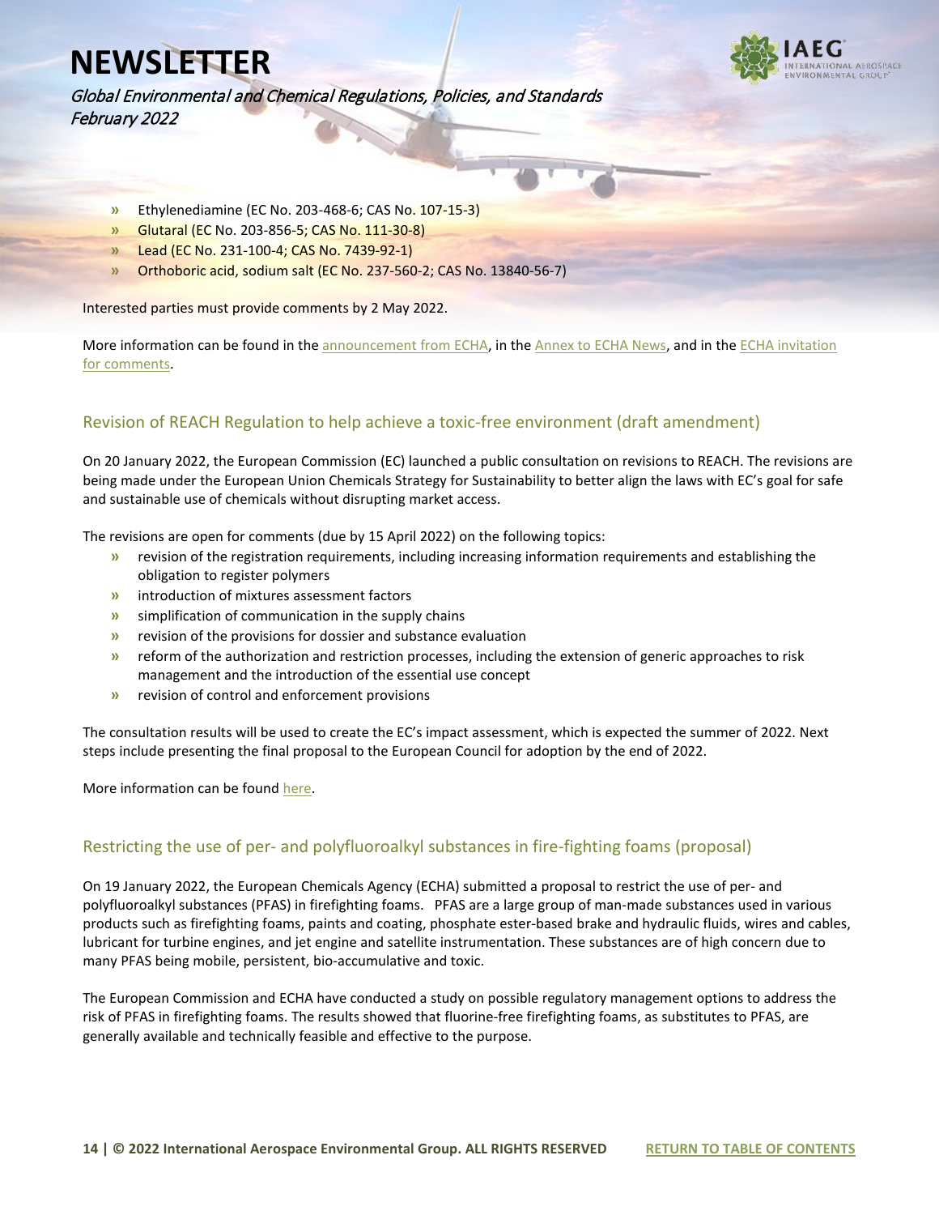- Ethylenediamine (EC No. 203-468-6; CAS No. 107-15-3)
- Glutaral (EC No. 203-856-5; CAS No. 111-30-8)
- Lead (EC No. 231-100-4; CAS No. 7439-92-1)
- Orthoboric acid, sodium salt (EC No. 237-560-2; CAS No. 13840-56-7)

Interested parties must provide comments by 2 May 2022.

More information can be found in the announcement from ECHA, in the Annex to ECHA News, and in the ECHA invitation for comments.

## Revision of REACH Regulation to help achieve a toxic-free environment (draft amendment)

On 20 January 2022, the European Commission (EC) launched a public consultation on revisions to REACH. The revisions are being made under the European Union Chemicals Strategy for Sustainability to better align the laws with EC's goal for safe and sustainable use of chemicals without disrupting market access.

The revisions are open for comments (due by 15 April 2022) on the following topics:

- revision of the registration requirements, including increasing information requirements and establishing the obligation to register polymers
- introduction of mixtures assessment factors
- simplification of communication in the supply chains
- revision of the provisions for dossier and substance evaluation
- reform of the authorization and restriction processes, including the extension of generic approaches to risk management and the introduction of the essential use concept
- revision of control and enforcement provisions

The consultation results will be used to create the EC's impact assessment, which is expected the summer of 2022. Next steps include presenting the final proposal to the European Council for adoption by the end of 2022.

More information can be found here.

## Restricting the use of per- and polyfluoroalkyl substances in fire-fighting foams (proposal)

On 19 January 2022, the European Chemicals Agency (ECHA) submitted a proposal to restrict the use of per- and polyfluoroalkyl substances (PFAS) in firefighting foams. PFAS are a large group of man-made substances used in various products such as firefighting foams, paints and coating, phosphate ester-based brake and hydraulic fluids, wires and cables, lubricant for turbine engines, and jet engine and satellite instrumentation. These substances are of high concern due to many PFAS being mobile, persistent, bio-accumulative and toxic.

The European Commission and ECHA have conducted a study on possible regulatory management options to address the risk of PFAS in firefighting foams. The results showed that fluorine-free firefighting foams, as substitutes to PFAS, are generally available and technically feasible and effective to the purpose.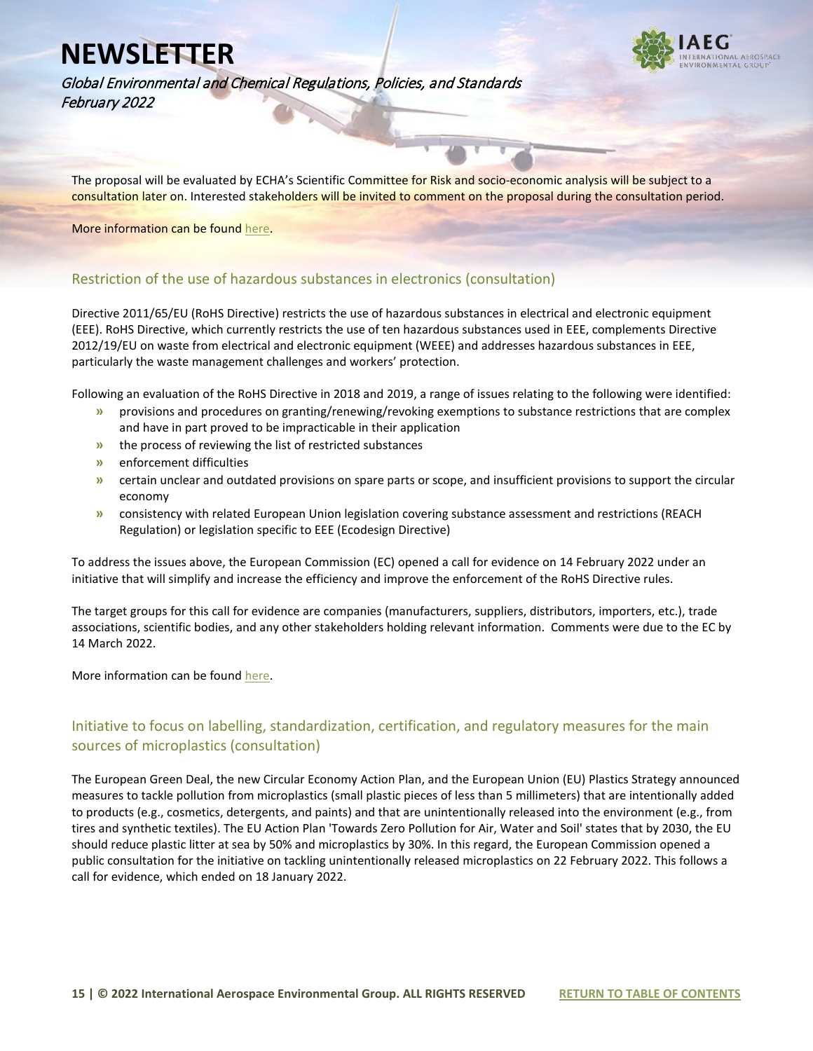The proposal will be evaluated by ECHA's Scientific Committee for Risk and socio-economic analysis will be subject to a consultation later on. Interested stakeholders will be invited to comment on the proposal during the consultation period.

More information can be found here.

## Restriction of the use of hazardous substances in electronics (consultation)

Directive 2011/65/EU (RoHS Directive) restricts the use of hazardous substances in electrical and electronic equipment (EEE). RoHS Directive, which currently restricts the use of ten hazardous substances used in EEE, complements Directive 2012/19/EU on waste from electrical and electronic equipment (WEEE) and addresses hazardous substances in EEE, particularly the waste management challenges and workers' protection.

Following an evaluation of the RoHS Directive in 2018 and 2019, a range of issues relating to the following were identified:

- provisions and procedures on granting/renewing/revoking exemptions to substance restrictions that are complex and have in part proved to be impracticable in their application
- the process of reviewing the list of restricted substances
- enforcement difficulties
- certain unclear and outdated provisions on spare parts or scope, and insufficient provisions to support the circular economy
- consistency with related European Union legislation covering substance assessment and restrictions (REACH Regulation) or legislation specific to EEE (Ecodesign Directive)

To address the issues above, the European Commission (EC) opened a call for evidence on 14 February 2022 under an initiative that will simplify and increase the efficiency and improve the enforcement of the RoHS Directive rules.

The target groups for this call for evidence are companies (manufacturers, suppliers, distributors, importers, etc.), trade associations, scientific bodies, and any other stakeholders holding relevant information. Comments were due to the EC by 14 March 2022.

More information can be found here.

## Initiative to focus on labelling, standardization, certification, and regulatory measures for the main sources of microplastics (consultation)

The European Green Deal, the new Circular Economy Action Plan, and the European Union (EU) Plastics Strategy announced measures to tackle pollution from microplastics (small plastic pieces of less than 5 millimeters) that are intentionally added to products (e.g., cosmetics, detergents, and paints) and that are unintentionally released into the environment (e.g., from tires and synthetic textiles). The EU Action Plan 'Towards Zero Pollution for Air, Water and Soil' states that by 2030, the EU should reduce plastic litter at sea by 50% and microplastics by 30%. In this regard, the European Commission opened a public consultation for the initiative on tackling unintentionally released microplastics on 22 February 2022. This follows a call for evidence, which ended on 18 January 2022.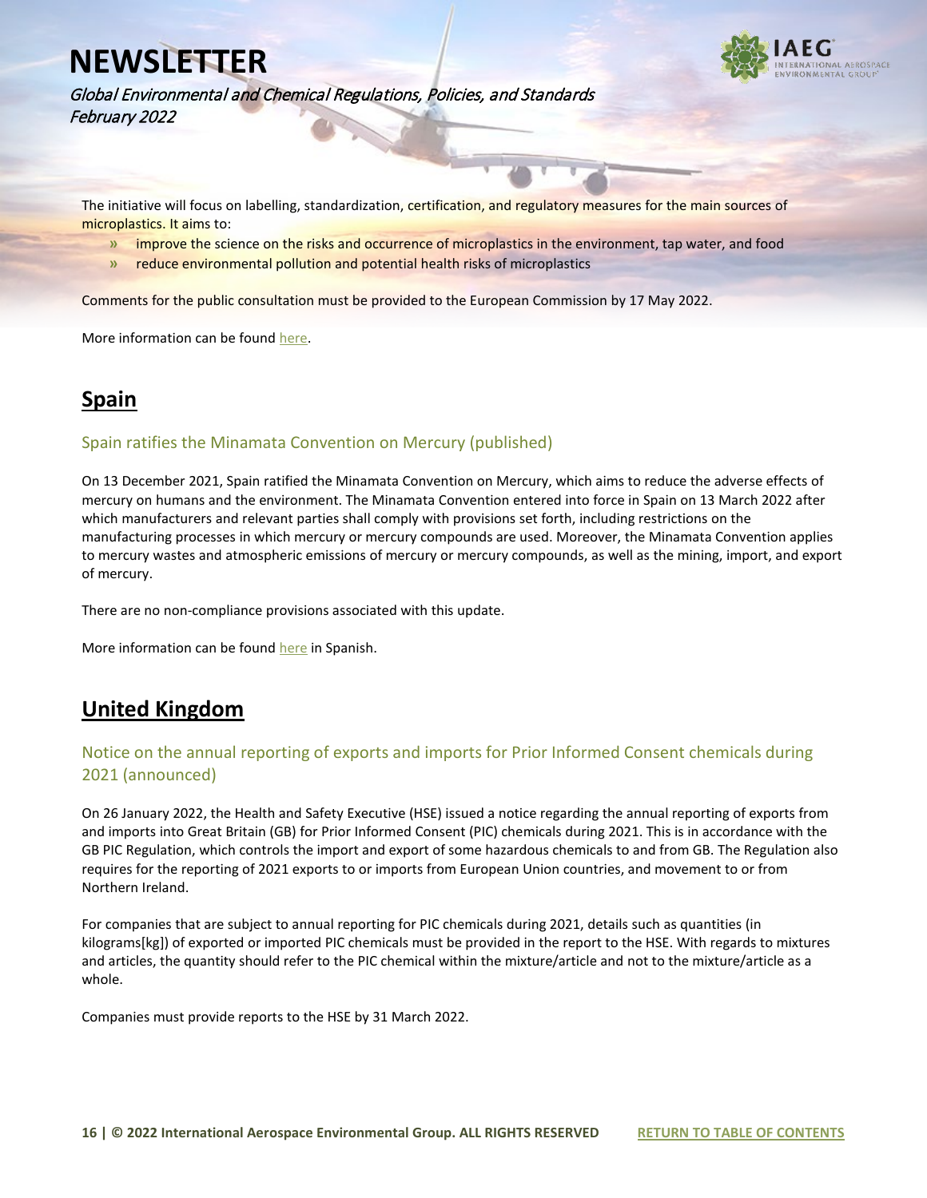The initiative will focus on labelling, standardization, certification, and regulatory measures for the main sources of microplastics. It aims to:

- improve the science on the risks and occurrence of microplastics in the environment, tap water, and food
- reduce environmental pollution and potential health risks of microplastics

Comments for the public consultation must be provided to the European Commission by 17 May 2022.

More information can be found here.

## Spain

### Spain ratifies the Minamata Convention on Mercury (published)

On 13 December 2021, Spain ratified the Minamata Convention on Mercury, which aims to reduce the adverse effects of mercury on humans and the environment. The Minamata Convention entered into force in Spain on 13 March 2022 after which manufacturers and relevant parties shall comply with provisions set forth, including restrictions on the manufacturing processes in which mercury or mercury compounds are used. Moreover, the Minamata Convention applies to mercury wastes and atmospheric emissions of mercury or mercury compounds, as well as the mining, import, and export of mercury.

There are no non-compliance provisions associated with this update.

More information can be found here in Spanish.

## United Kingdom

### Notice on the annual reporting of exports and imports for Prior Informed Consent chemicals during 2021 (announced)

On 26 January 2022, the Health and Safety Executive (HSE) issued a notice regarding the annual reporting of exports from and imports into Great Britain (GB) for Prior Informed Consent (PIC) chemicals during 2021. This is in accordance with the GB PIC Regulation, which controls the import and export of some hazardous chemicals to and from GB. The Regulation also requires for the reporting of 2021 exports to or imports from European Union countries, and movement to or from Northern Ireland.

For companies that are subject to annual reporting for PIC chemicals during 2021, details such as quantities (in kilograms[kg]) of exported or imported PIC chemicals must be provided in the report to the HSE. With regards to mixtures and articles, the quantity should refer to the PIC chemical within the mixture/article and not to the mixture/article as a whole.

Companies must provide reports to the HSE by 31 March 2022.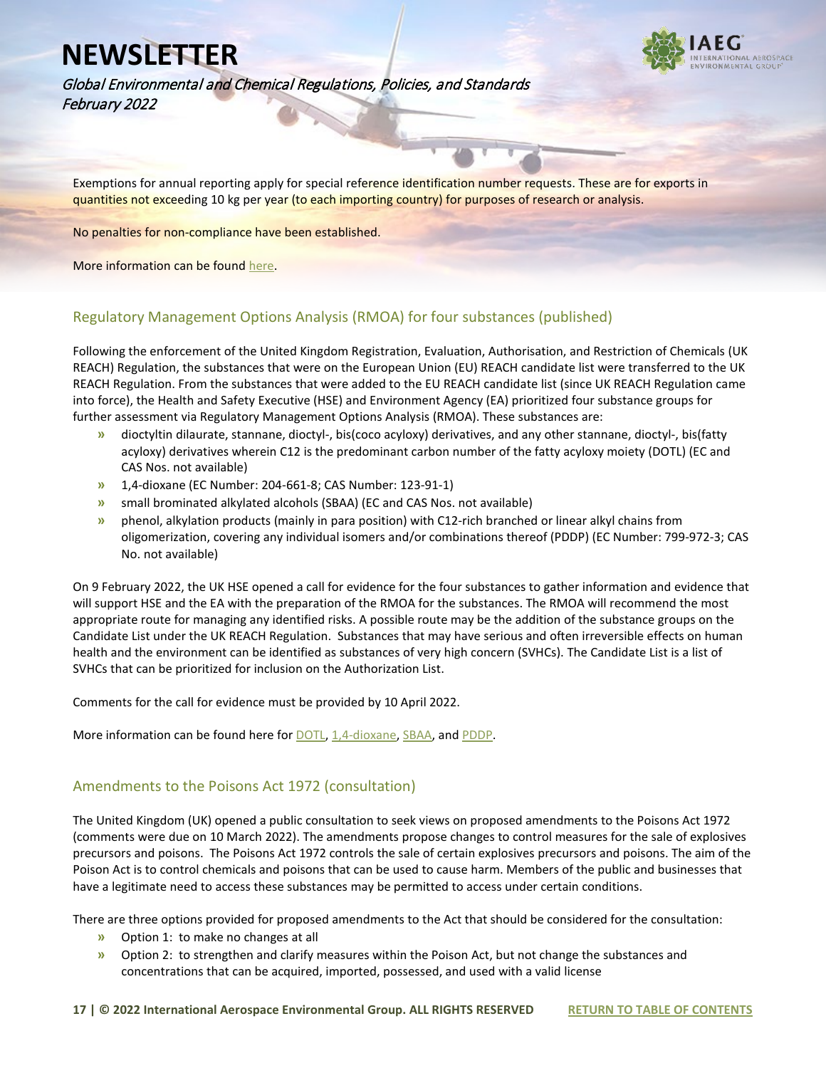Exemptions for annual reporting apply for special reference identification number requests. These are for exports in quantities not exceeding 10 kg per year (to each importing country) for purposes of research or analysis.

No penalties for non-compliance have been established.

More information can be found here.

## Regulatory Management Options Analysis (RMOA) for four substances (published)

Following the enforcement of the United Kingdom Registration, Evaluation, Authorisation, and Restriction of Chemicals (UK REACH) Regulation, the substances that were on the European Union (EU) REACH candidate list were transferred to the UK REACH Regulation. From the substances that were added to the EU REACH candidate list (since UK REACH Regulation came into force), the Health and Safety Executive (HSE) and Environment Agency (EA) prioritized four substance groups for further assessment via Regulatory Management Options Analysis (RMOA). These substances are:

- dioctyltin dilaurate, stannane, dioctyl-, bis(coco acyloxy) derivatives, and any other stannane, dioctyl-, bis(fatty acyloxy) derivatives wherein C12 is the predominant carbon number of the fatty acyloxy moiety (DOTL) (EC and CAS Nos. not available)
- 1,4-dioxane (EC Number: 204-661-8; CAS Number: 123-91-1)
- small brominated alkylated alcohols (SBAA) (EC and CAS Nos. not available)
- phenol, alkylation products (mainly in para position) with C12-rich branched or linear alkyl chains from oligomerization, covering any individual isomers and/or combinations thereof (PDDP) (EC Number: 799-972-3; CAS No. not available)

On 9 February 2022, the UK HSE opened a call for evidence for the four substances to gather information and evidence that will support HSE and the EA with the preparation of the RMOA for the substances. The RMOA will recommend the most appropriate route for managing any identified risks. A possible route may be the addition of the substance groups on the Candidate List under the UK REACH Regulation. Substances that may have serious and often irreversible effects on human health and the environment can be identified as substances of very high concern (SVHCs). The Candidate List is a list of SVHCs that can be prioritized for inclusion on the Authorization List.

Comments for the call for evidence must be provided by 10 April 2022.

More information can be found here for DOTL, 1,4-dioxane, SBAA, and PDDP.

## Amendments to the Poisons Act 1972 (consultation)

The United Kingdom (UK) opened a public consultation to seek views on proposed amendments to the Poisons Act 1972 (comments were due on 10 March 2022). The amendments propose changes to control measures for the sale of explosives precursors and poisons. The Poisons Act 1972 controls the sale of certain explosives precursors and poisons. The aim of the Poison Act is to control chemicals and poisons that can be used to cause harm. Members of the public and businesses that have a legitimate need to access these substances may be permitted to access under certain conditions.

There are three options provided for proposed amendments to the Act that should be considered for the consultation:

- Option 1: to make no changes at all
- Option 2: to strengthen and clarify measures within the Poison Act, but not change the substances and concentrations that can be acquired, imported, possessed, and used with a valid license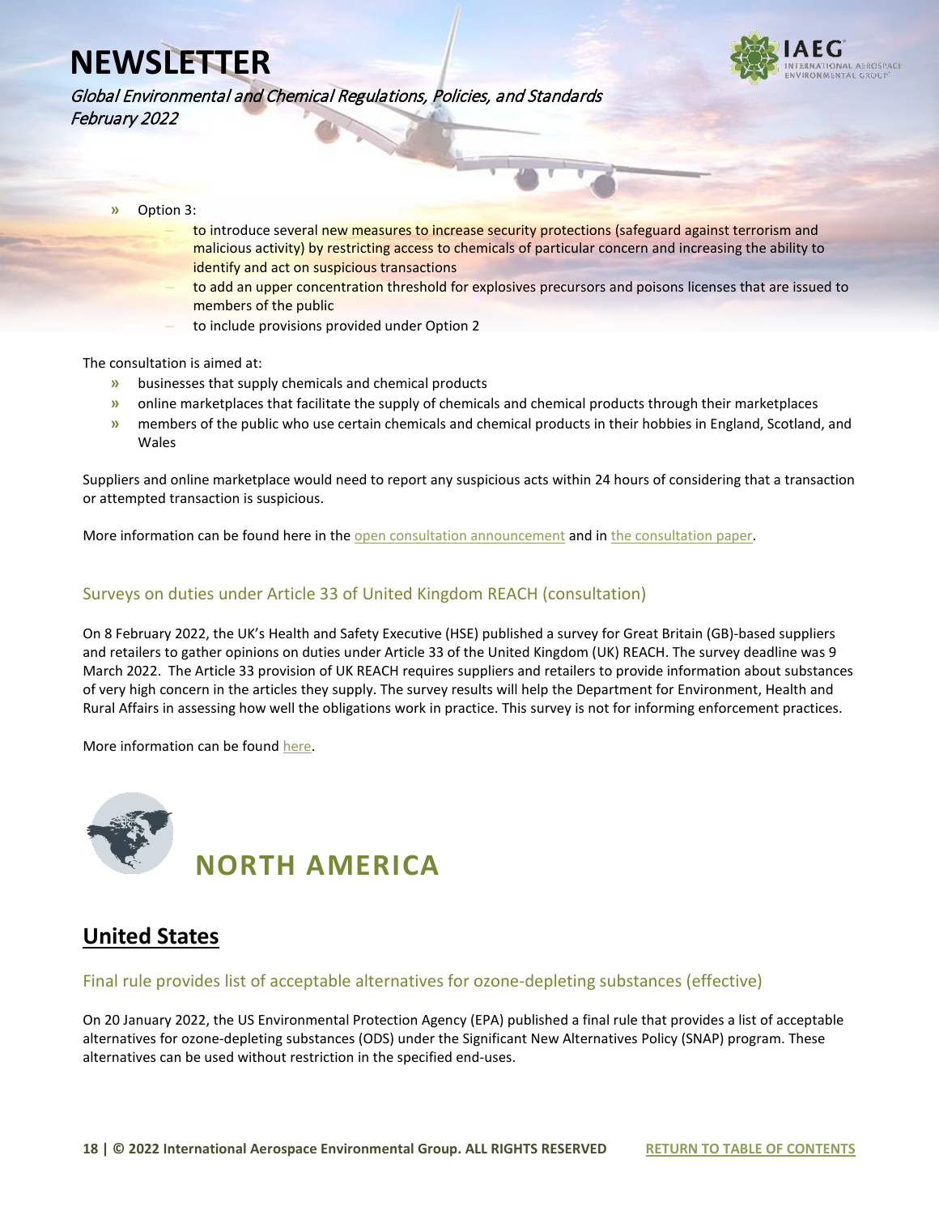- Option 3:
  - to introduce several new measures to increase security protections (safeguard against terrorism and malicious activity) by restricting access to chemicals of particular concern and increasing the ability to identify and act on suspicious transactions
  - to add an upper concentration threshold for explosives precursors and poisons licenses that are issued to members of the public
  - to include provisions provided under Option 2

The consultation is aimed at:

- businesses that supply chemicals and chemical products
- online marketplaces that facilitate the supply of chemicals and chemical products through their marketplaces
- members of the public who use certain chemicals and chemical products in their hobbies in England, Scotland, and Wales

Suppliers and online marketplace would need to report any suspicious acts within 24 hours of considering that a transaction or attempted transaction is suspicious.

More information can be found here in the open consultation announcement and in the consultation paper.

### Surveys on duties under Article 33 of United Kingdom REACH (consultation)

On 8 February 2022, the UK's Health and Safety Executive (HSE) published a survey for Great Britain (GB)-based suppliers and retailers to gather opinions on duties under Article 33 of the United Kingdom (UK) REACH. The survey deadline was 9 March 2022. The Article 33 provision of UK REACH requires suppliers and retailers to provide information about substances of very high concern in the articles they supply. The survey results will help the Department for Environment, Health and Rural Affairs in assessing how well the obligations work in practice. This survey is not for informing enforcement practices.

More information can be found here.

# NORTH AMERICA

## United States

### Final rule provides list of acceptable alternatives for ozone-depleting substances (effective)

On 20 January 2022, the US Environmental Protection Agency (EPA) published a final rule that provides a list of acceptable alternatives for ozone-depleting substances (ODS) under the Significant New Alternatives Policy (SNAP) program. These alternatives can be used without restriction in the specified end-uses.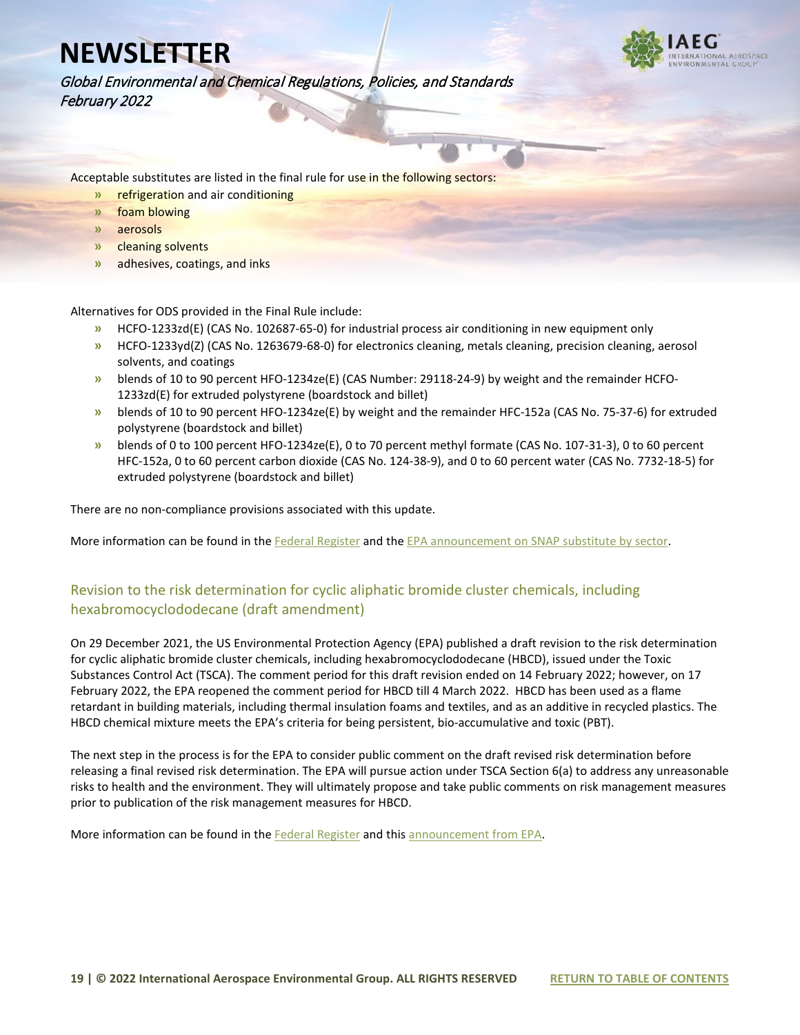Acceptable substitutes are listed in the final rule for use in the following sectors:

- refrigeration and air conditioning
- foam blowing
- aerosols
- cleaning solvents
- adhesives, coatings, and inks

Alternatives for ODS provided in the Final Rule include:

- HCFO-1233zd(E) (CAS No. 102687-65-0) for industrial process air conditioning in new equipment only
- HCFO-1233yd(Z) (CAS No. 1263679-68-0) for electronics cleaning, metals cleaning, precision cleaning, aerosol solvents, and coatings
- blends of 10 to 90 percent HFO-1234ze(E) (CAS Number: 29118-24-9) by weight and the remainder HCFO-1233zd(E) for extruded polystyrene (boardstock and billet)
- blends of 10 to 90 percent HFO-1234ze(E) by weight and the remainder HFC-152a (CAS No. 75-37-6) for extruded polystyrene (boardstock and billet)
- blends of 0 to 100 percent HFO-1234ze(E), 0 to 70 percent methyl formate (CAS No. 107-31-3), 0 to 60 percent HFC-152a, 0 to 60 percent carbon dioxide (CAS No. 124-38-9), and 0 to 60 percent water (CAS No. 7732-18-5) for extruded polystyrene (boardstock and billet)

There are no non-compliance provisions associated with this update.

More information can be found in the Federal Register and the EPA announcement on SNAP substitute by sector.

## Revision to the risk determination for cyclic aliphatic bromide cluster chemicals, including hexabromocyclododecane (draft amendment)

On 29 December 2021, the US Environmental Protection Agency (EPA) published a draft revision to the risk determination for cyclic aliphatic bromide cluster chemicals, including hexabromocyclododecane (HBCD), issued under the Toxic Substances Control Act (TSCA). The comment period for this draft revision ended on 14 February 2022; however, on 17 February 2022, the EPA reopened the comment period for HBCD till 4 March 2022. HBCD has been used as a flame retardant in building materials, including thermal insulation foams and textiles, and as an additive in recycled plastics. The HBCD chemical mixture meets the EPA's criteria for being persistent, bio-accumulative and toxic (PBT).

The next step in the process is for the EPA to consider public comment on the draft revised risk determination before releasing a final revised risk determination. The EPA will pursue action under TSCA Section 6(a) to address any unreasonable risks to health and the environment. They will ultimately propose and take public comments on risk management measures prior to publication of the risk management measures for HBCD.

More information can be found in the Federal Register and this announcement from EPA.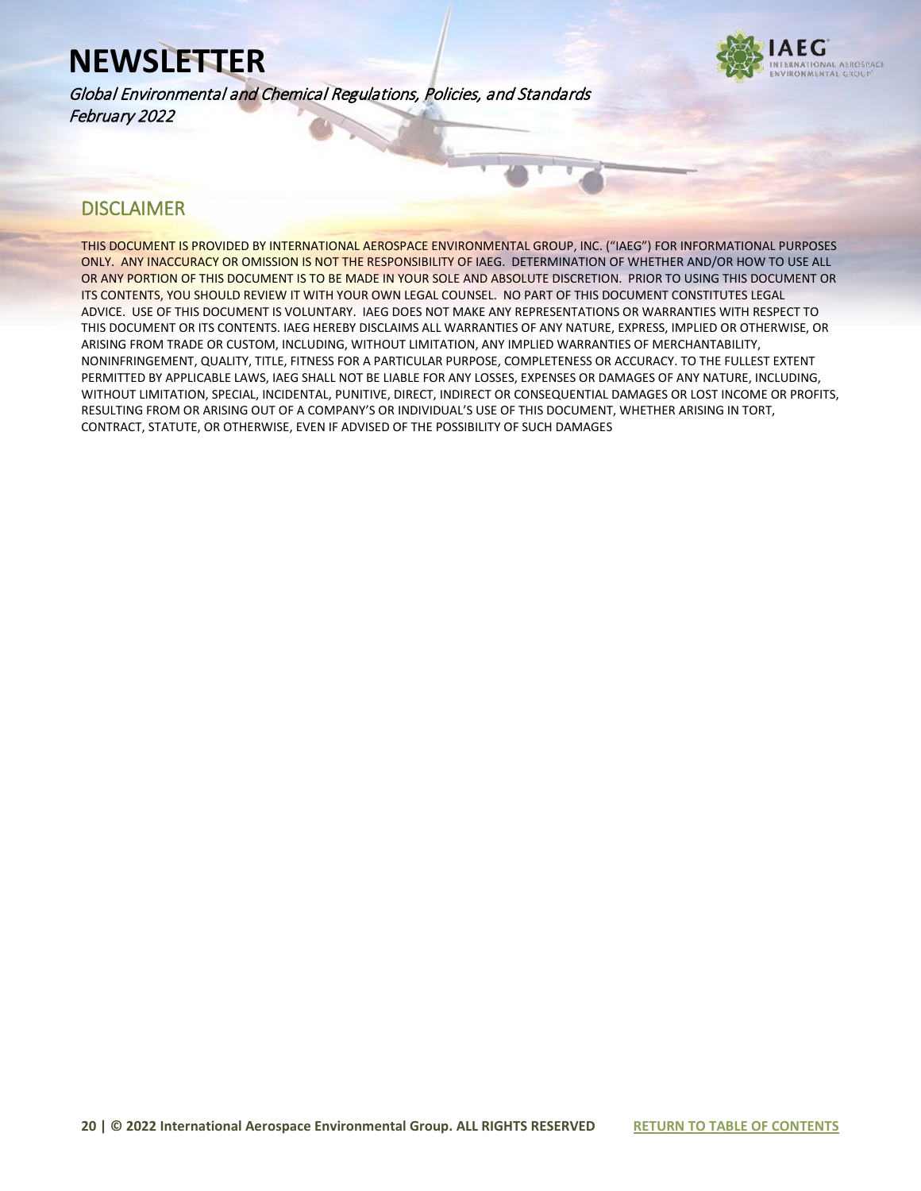## DISCLAIMER

THIS DOCUMENT IS PROVIDED BY INTERNATIONAL AEROSPACE ENVIRONMENTAL GROUP, INC. ("IAEG") FOR INFORMATIONAL PURPOSES ONLY. ANY INACCURACY OR OMISSION IS NOT THE RESPONSIBILITY OF IAEG. DETERMINATION OF WHETHER AND/OR HOW TO USE ALL OR ANY PORTION OF THIS DOCUMENT IS TO BE MADE IN YOUR SOLE AND ABSOLUTE DISCRETION. PRIOR TO USING THIS DOCUMENT OR ITS CONTENTS, YOU SHOULD REVIEW IT WITH YOUR OWN LEGAL COUNSEL. NO PART OF THIS DOCUMENT CONSTITUTES LEGAL ADVICE. USE OF THIS DOCUMENT IS VOLUNTARY. IAEG DOES NOT MAKE ANY REPRESENTATIONS OR WARRANTIES WITH RESPECT TO THIS DOCUMENT OR ITS CONTENTS. IAEG HEREBY DISCLAIMS ALL WARRANTIES OF ANY NATURE, EXPRESS, IMPLIED OR OTHERWISE, OR ARISING FROM TRADE OR CUSTOM, INCLUDING, WITHOUT LIMITATION, ANY IMPLIED WARRANTIES OF MERCHANTABILITY, NONINFRINGEMENT, QUALITY, TITLE, FITNESS FOR A PARTICULAR PURPOSE, COMPLETENESS OR ACCURACY. TO THE FULLEST EXTENT PERMITTED BY APPLICABLE LAWS, IAEG SHALL NOT BE LIABLE FOR ANY LOSSES, EXPENSES OR DAMAGES OF ANY NATURE, INCLUDING, WITHOUT LIMITATION, SPECIAL, INCIDENTAL, PUNITIVE, DIRECT, INDIRECT OR CONSEQUENTIAL DAMAGES OR LOST INCOME OR PROFITS, RESULTING FROM OR ARISING OUT OF A COMPANY'S OR INDIVIDUAL'S USE OF THIS DOCUMENT, WHETHER ARISING IN TORT, CONTRACT, STATUTE, OR OTHERWISE, EVEN IF ADVISED OF THE POSSIBILITY OF SUCH DAMAGES